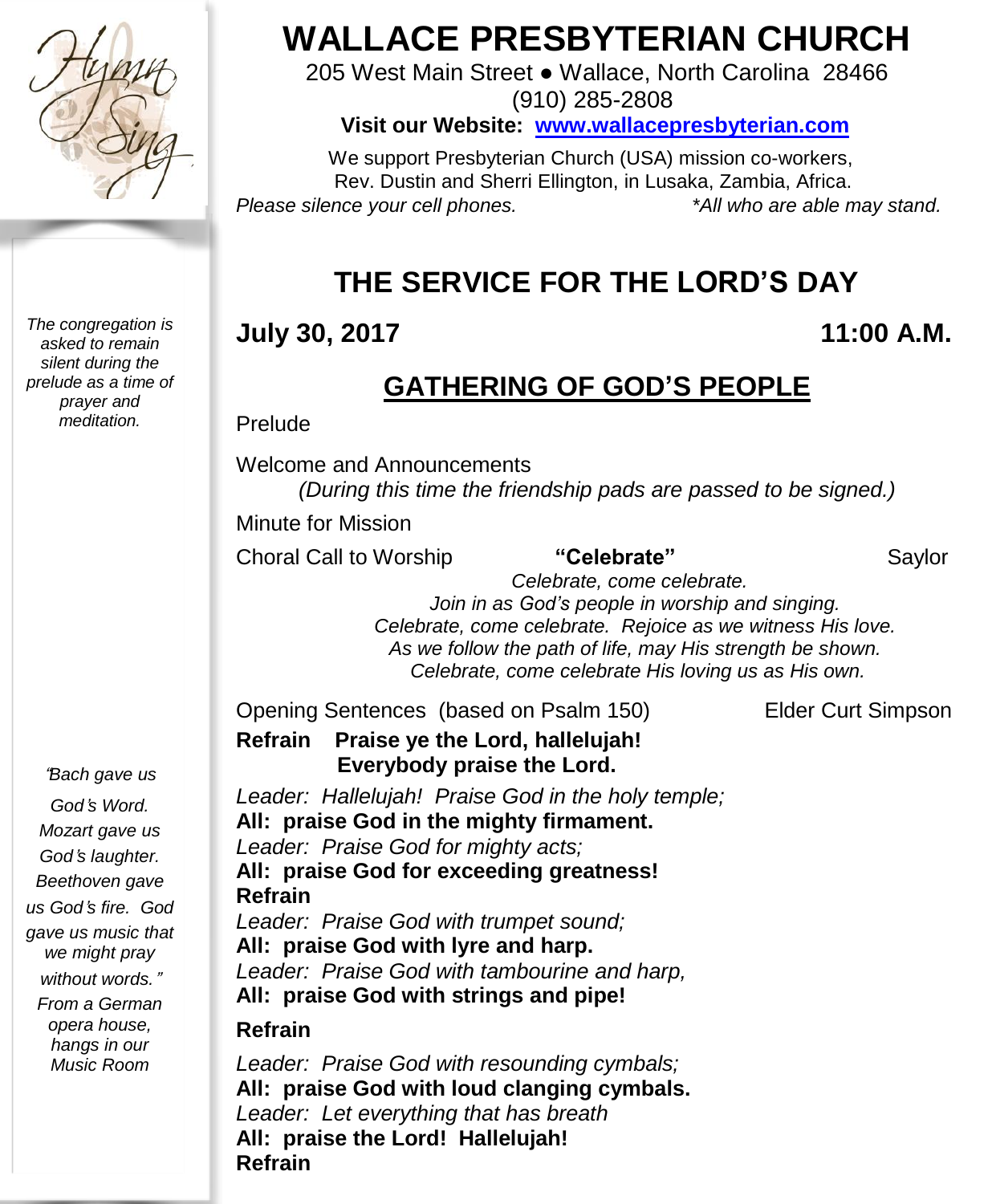# WALLACE PRESBYTERIAN CHURCH

205 West Main Street ● Wallace, North Carolina 28466
(910) 285-2808

**Visit our Website: www.wallacepresbyterian.com**

We support Presbyterian Church (USA) mission co-workers,
Rev. Dustin and Sherri Ellington, in Lusaka, Zambia, Africa.

*Please silence your cell phones.* *\*All who are able may stand.*

## THE SERVICE FOR THE LORD'S DAY

**July 30, 2017** **11:00 A.M.**

## GATHERING OF GOD'S PEOPLE

*The congregation is asked to remain silent during the prelude as a time of prayer and meditation.*

Prelude

Welcome and Announcements

*(During this time the friendship pads are passed to be signed.)*

Minute for Mission

Choral Call to Worship **"Celebrate"** Saylor

*Celebrate, come celebrate.*
*Join in as God's people in worship and singing.*
*Celebrate, come celebrate. Rejoice as we witness His love.*
*As we follow the path of life, may His strength be shown.*
*Celebrate, come celebrate His loving us as His own.*

Opening Sentences (based on Psalm 150) Elder Curt Simpson

**Refrain Praise ye the Lord, hallelujah!**
**Everybody praise the Lord.**

*Leader: Hallelujah! Praise God in the holy temple;*
**All: praise God in the mighty firmament.**
*Leader: Praise God for mighty acts;*
**All: praise God for exceeding greatness!**
**Refrain**
*Leader: Praise God with trumpet sound;*
**All: praise God with lyre and harp.**
*Leader: Praise God with tambourine and harp,*
**All: praise God with strings and pipe!**

**Refrain**

*Leader: Praise God with resounding cymbals;*
**All: praise God with loud clanging cymbals.**
*Leader: Let everything that has breath*
**All: praise the Lord! Hallelujah!**
**Refrain**

*"Bach gave us God's Word. Mozart gave us God's laughter. Beethoven gave us God's fire. God gave us music that we might pray without words." From a German opera house, hangs in our Music Room*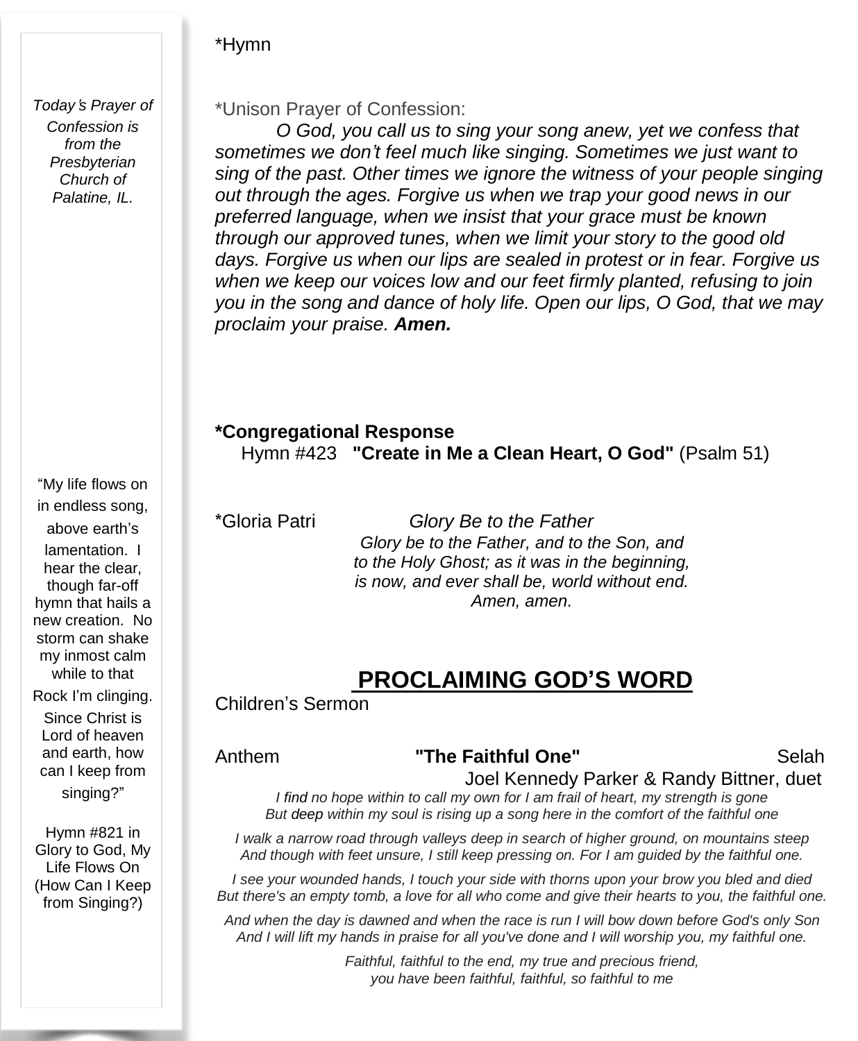*Hymn

*Unison Prayer of Confession:

*O God, you call us to sing your song anew, yet we confess that sometimes we don't feel much like singing. Sometimes we just want to sing of the past. Other times we ignore the witness of your people singing out through the ages. Forgive us when we trap your good news in our preferred language, when we insist that your grace must be known through our approved tunes, when we limit your story to the good old days. Forgive us when our lips are sealed in protest or in fear. Forgive us when we keep our voices low and our feet firmly planted, refusing to join you in the song and dance of holy life. Open our lips, O God, that we may proclaim your praise.* ***Amen.***

*Today's Prayer of Confession is from the Presbyterian Church of Palatine, IL.*

**\*Congregational Response**
Hymn #423 **"Create in Me a Clean Heart, O God"** (Psalm 51)

*Gloria Patri *Glory Be to the Father*

*Glory be to the Father, and to the Son, and*
*to the Holy Ghost; as it was in the beginning,*
*is now, and ever shall be, world without end.*
*Amen, amen.*

"My life flows on in endless song, above earth's lamentation. I hear the clear, though far-off hymn that hails a new creation. No storm can shake my inmost calm while to that Rock I'm clinging. Since Christ is Lord of heaven and earth, how can I keep from singing?"

Hymn #821 in Glory to God, My Life Flows On (How Can I Keep from Singing?)

## PROCLAIMING GOD'S WORD

Children's Sermon

Anthem **"The Faithful One"** Selah
Joel Kennedy Parker & Randy Bittner, duet

*I find no hope within to call my own for I am frail of heart, my strength is gone*
*But deep within my soul is rising up a song here in the comfort of the faithful one*

*I walk a narrow road through valleys deep in search of higher ground, on mountains steep*
*And though with feet unsure, I still keep pressing on. For I am guided by the faithful one.*

*I see your wounded hands, I touch your side with thorns upon your brow you bled and died*
*But there's an empty tomb, a love for all who come and give their hearts to you, the faithful one.*

*And when the day is dawned and when the race is run I will bow down before God's only Son*
*And I will lift my hands in praise for all you've done and I will worship you, my faithful one.*

*Faithful, faithful to the end, my true and precious friend,*
*you have been faithful, faithful, so faithful to me*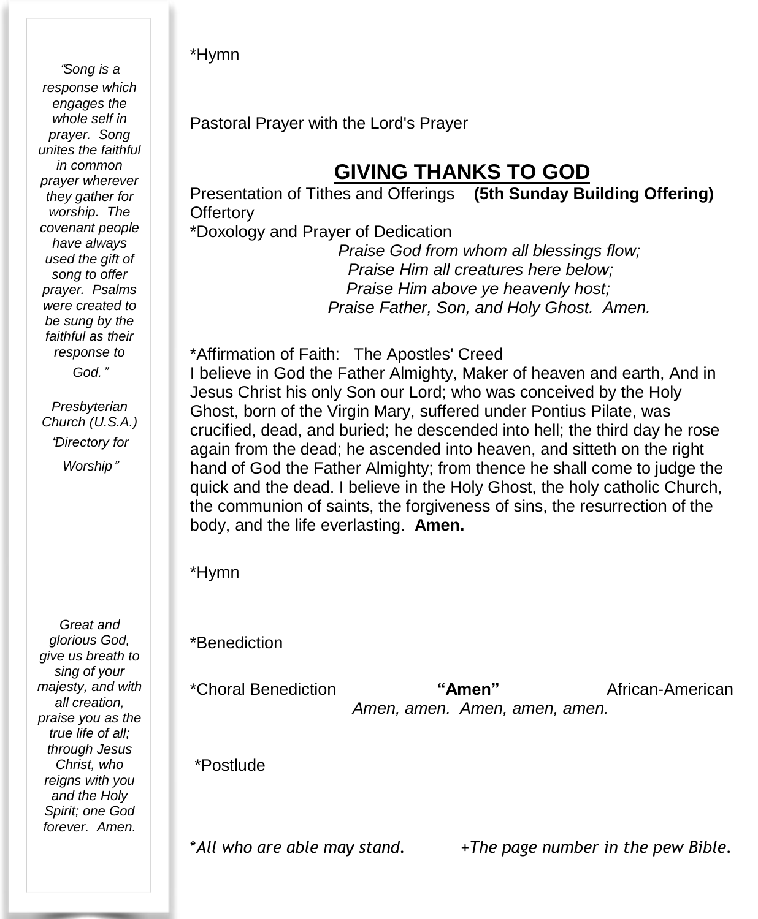*“Song is a response which engages the whole self in prayer. Song unites the faithful in common prayer wherever they gather for worship. The covenant people have always used the gift of song to offer prayer. Psalms were created to be sung by the faithful as their response to God.”*

*Presbyterian Church (U.S.A.) “Directory for Worship”*

*Great and glorious God, give us breath to sing of your majesty, and with all creation, praise you as the true life of all; through Jesus Christ, who reigns with you and the Holy Spirit; one God forever. Amen.*

*Hymn

Pastoral Prayer with the Lord's Prayer

## GIVING THANKS TO GOD

Presentation of Tithes and Offerings **(5th Sunday Building Offering)**
Offertory
*Doxology and Prayer of Dedication

*Praise God from whom all blessings flow;*
*Praise Him all creatures here below;*
*Praise Him above ye heavenly host;*
*Praise Father, Son, and Holy Ghost. Amen.*

*Affirmation of Faith: The Apostles' Creed
I believe in God the Father Almighty, Maker of heaven and earth, And in Jesus Christ his only Son our Lord; who was conceived by the Holy Ghost, born of the Virgin Mary, suffered under Pontius Pilate, was crucified, dead, and buried; he descended into hell; the third day he rose again from the dead; he ascended into heaven, and sitteth on the right hand of God the Father Almighty; from thence he shall come to judge the quick and the dead. I believe in the Holy Ghost, the holy catholic Church, the communion of saints, the forgiveness of sins, the resurrection of the body, and the life everlasting. **Amen.**

*Hymn

*Benediction

*Choral Benediction **“Amen”** African-American
*Amen, amen. Amen, amen, amen.*

*Postlude

**All who are able may stand.* *+The page number in the pew Bible.*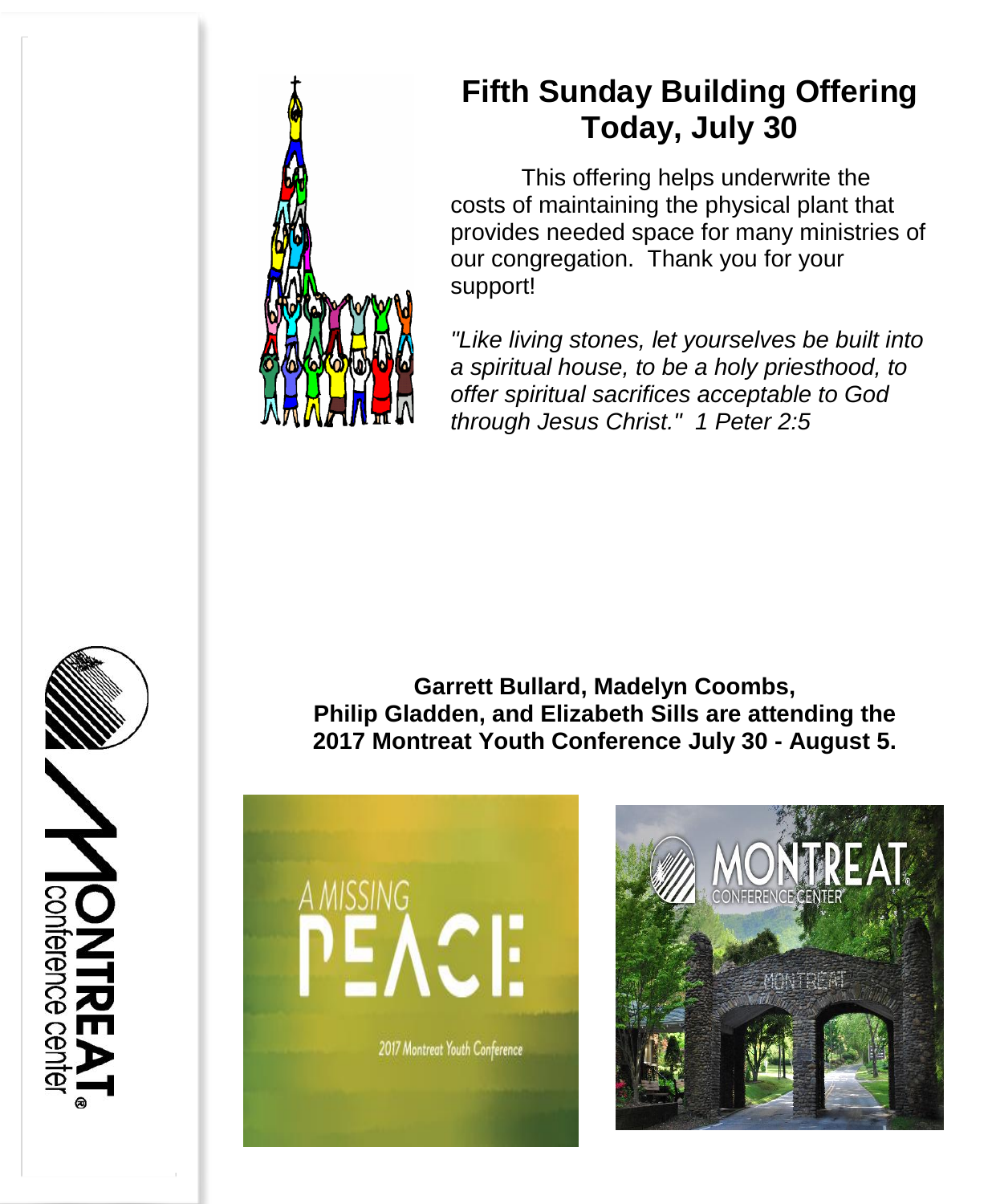# Fifth Sunday Building Offering Today, July 30

This offering helps underwrite the costs of maintaining the physical plant that provides needed space for many ministries of our congregation. Thank you for your support!

*"Like living stones, let yourselves be built into a spiritual house, to be a holy priesthood, to offer spiritual sacrifices acceptable to God through Jesus Christ." 1 Peter 2:5*

**Garrett Bullard, Madelyn Coombs, Philip Gladden, and Elizabeth Sills are attending the 2017 Montreat Youth Conference July 30 - August 5.**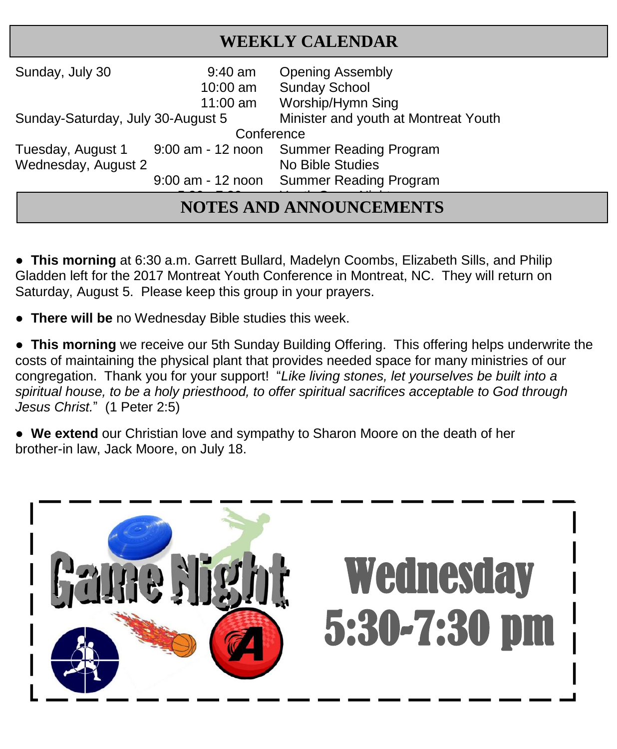## WEEKLY CALENDAR

| | | |
|---|---|---|
| Sunday, July 30 | 9:40 am | Opening Assembly |
| | 10:00 am | Sunday School |
| | 11:00 am | Worship/Hymn Sing |
| Sunday-Saturday, July 30-August 5 | | Minister and youth at Montreat Youth Conference |
| Tuesday, August 1 | 9:00 am - 12 noon | Summer Reading Program |
| Wednesday, August 2 | | No Bible Studies |
| | 9:00 am - 12 noon | Summer Reading Program |

## NOTES AND ANNOUNCEMENTS

● **This morning** at 6:30 a.m. Garrett Bullard, Madelyn Coombs, Elizabeth Sills, and Philip Gladden left for the 2017 Montreat Youth Conference in Montreat, NC. They will return on Saturday, August 5. Please keep this group in your prayers.

● **There will be** no Wednesday Bible studies this week.

● **This morning** we receive our 5th Sunday Building Offering. This offering helps underwrite the costs of maintaining the physical plant that provides needed space for many ministries of our congregation. Thank you for your support! "*Like living stones, let yourselves be built into a spiritual house, to be a holy priesthood, to offer spiritual sacrifices acceptable to God through Jesus Christ.*" (1 Peter 2:5)

● **We extend** our Christian love and sympathy to Sharon Moore on the death of her brother-in law, Jack Moore, on July 18.

Game Night

Wednesday 5:30-7:30 pm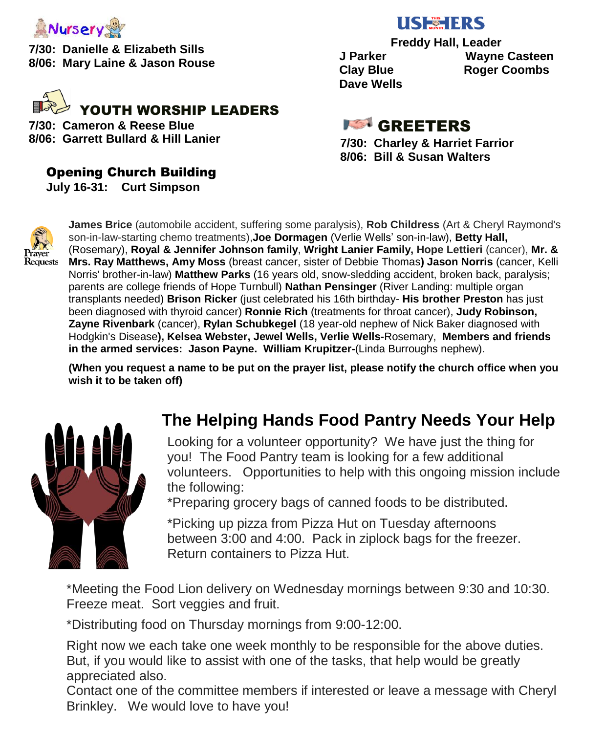## Nursery

**7/30: Danielle & Elizabeth Sills**
**8/06: Mary Laine & Jason Rouse**

## YOUTH WORSHIP LEADERS

**7/30: Cameron & Reese Blue**
**8/06: Garrett Bullard & Hill Lanier**

### Opening Church Building

**July 16-31: Curt Simpson**

## USHERS

**Freddy Hall, Leader**

**J Parker**
**Wayne Casteen**
**Clay Blue**
**Roger Coombs**
**Dave Wells**

## GREETERS

**7/30: Charley & Harriet Farrior**
**8/06: Bill & Susan Walters**

Prayer Requests

**James Brice** (automobile accident, suffering some paralysis), **Rob Childress** (Art & Cheryl Raymond's son-in-law-starting chemo treatments),**Joe Dormagen** (Verlie Wells' son-in-law), **Betty Hall,** (Rosemary), **Royal & Jennifer Johnson family**, **Wright Lanier Family, Hope Lettieri** (cancer), **Mr. & Mrs. Ray Matthews, Amy Moss** (breast cancer, sister of Debbie Thomas**) Jason Norris** (cancer, Kelli Norris' brother-in-law) **Matthew Parks** (16 years old, snow-sledding accident, broken back, paralysis; parents are college friends of Hope Turnbull) **Nathan Pensinger** (River Landing: multiple organ transplants needed) **Brison Ricker** (just celebrated his 16th birthday- **His brother Preston** has just been diagnosed with thyroid cancer) **Ronnie Rich** (treatments for throat cancer), **Judy Robinson, Zayne Rivenbark** (cancer), **Rylan Schubkegel** (18 year-old nephew of Nick Baker diagnosed with Hodgkin's Disease**), Kelsea Webster, Jewel Wells, Verlie Wells-**Rosemary, **Members and friends in the armed services: Jason Payne. William Krupitzer-**(Linda Burroughs nephew).

**(When you request a name to be put on the prayer list, please notify the church office when you wish it to be taken off)**

## The Helping Hands Food Pantry Needs Your Help

Looking for a volunteer opportunity? We have just the thing for you! The Food Pantry team is looking for a few additional volunteers. Opportunities to help with this ongoing mission include the following:

*Preparing grocery bags of canned foods to be distributed.

*Picking up pizza from Pizza Hut on Tuesday afternoons between 3:00 and 4:00. Pack in ziplock bags for the freezer. Return containers to Pizza Hut.

*Meeting the Food Lion delivery on Wednesday mornings between 9:30 and 10:30. Freeze meat. Sort veggies and fruit.

*Distributing food on Thursday mornings from 9:00-12:00.

Right now we each take one week monthly to be responsible for the above duties. But, if you would like to assist with one of the tasks, that help would be greatly appreciated also.
Contact one of the committee members if interested or leave a message with Cheryl Brinkley. We would love to have you!